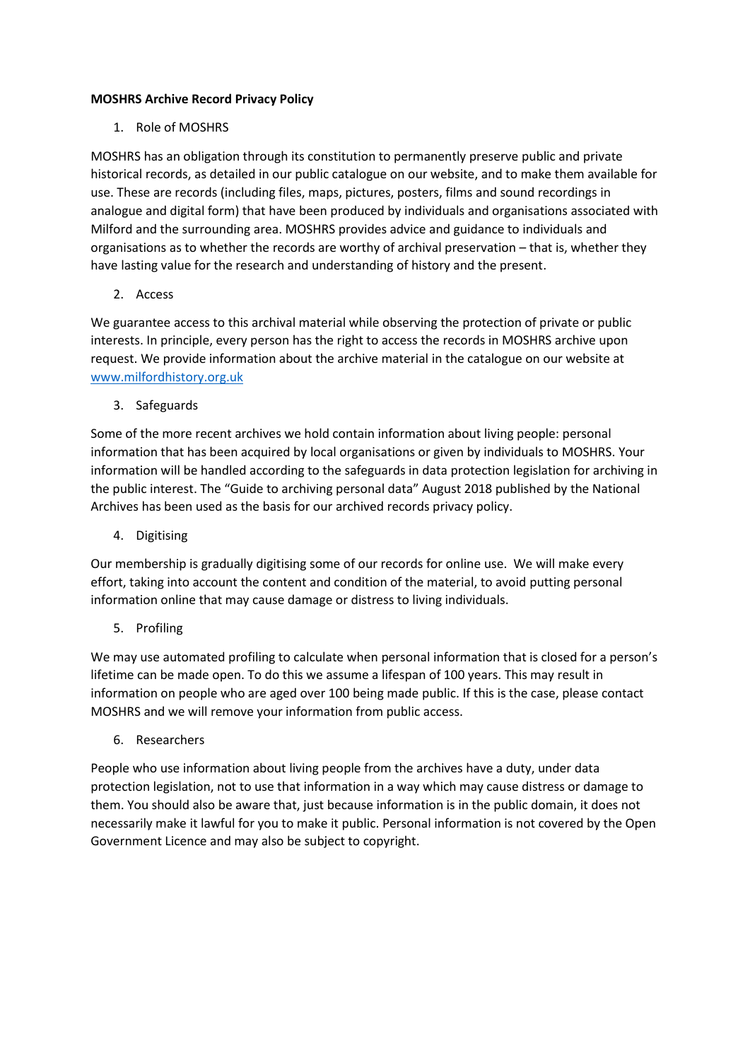**MOSHRS Archive Record Privacy Policy**

1. Role of MOSHRS

MOSHRS has an obligation through its constitution to permanently preserve public and private historical records, as detailed in our public catalogue on our website, and to make them available for use. These are records (including files, maps, pictures, posters, films and sound recordings in analogue and digital form) that have been produced by individuals and organisations associated with Milford and the surrounding area. MOSHRS provides advice and guidance to individuals and organisations as to whether the records are worthy of archival preservation – that is, whether they have lasting value for the research and understanding of history and the present.

2. Access

We guarantee access to this archival material while observing the protection of private or public interests. In principle, every person has the right to access the records in MOSHRS archive upon request. We provide information about the archive material in the catalogue on our website at [www.milfordhistory.org.uk](http://www.milfordhistory.org.uk)

3. Safeguards

Some of the more recent archives we hold contain information about living people: personal information that has been acquired by local organisations or given by individuals to MOSHRS. Your information will be handled according to the safeguards in data protection legislation for archiving in the public interest. The "Guide to archiving personal data" August 2018 published by the National Archives has been used as the basis for our archived records privacy policy.

4. Digitising

Our membership is gradually digitising some of our records for online use. We will make every effort, taking into account the content and condition of the material, to avoid putting personal information online that may cause damage or distress to living individuals.

5. Profiling

We may use automated profiling to calculate when personal information that is closed for a person's lifetime can be made open. To do this we assume a lifespan of 100 years. This may result in information on people who are aged over 100 being made public. If this is the case, please contact MOSHRS and we will remove your information from public access.

6. Researchers

People who use information about living people from the archives have a duty, under data protection legislation, not to use that information in a way which may cause distress or damage to them. You should also be aware that, just because information is in the public domain, it does not necessarily make it lawful for you to make it public. Personal information is not covered by the Open Government Licence and may also be subject to copyright.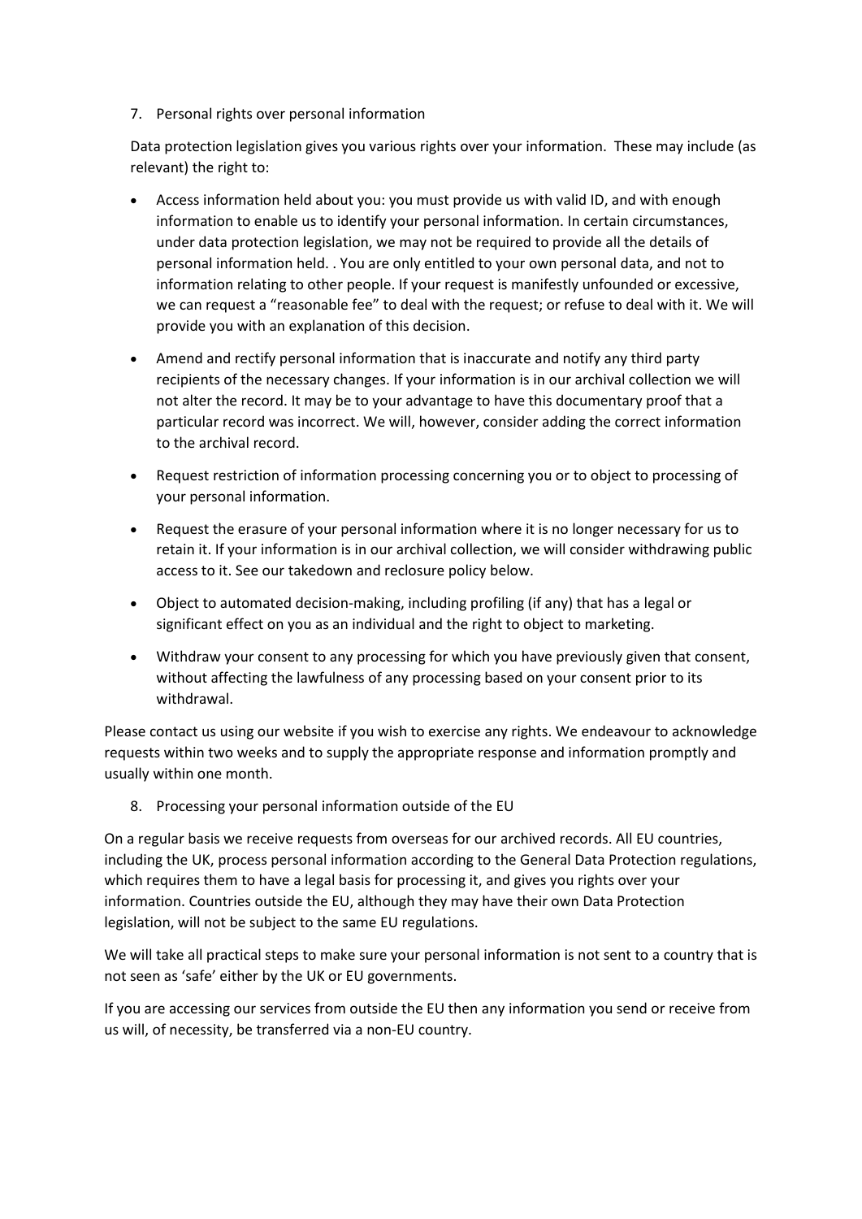7. Personal rights over personal information

Data protection legislation gives you various rights over your information. These may include (as relevant) the right to:

- Access information held about you: you must provide us with valid ID, and with enough information to enable us to identify your personal information. In certain circumstances, under data protection legislation, we may not be required to provide all the details of personal information held. . You are only entitled to your own personal data, and not to information relating to other people. If your request is manifestly unfounded or excessive, we can request a "reasonable fee" to deal with the request; or refuse to deal with it. We will provide you with an explanation of this decision.
- Amend and rectify personal information that is inaccurate and notify any third party recipients of the necessary changes. If your information is in our archival collection we will not alter the record. It may be to your advantage to have this documentary proof that a particular record was incorrect. We will, however, consider adding the correct information to the archival record.
- Request restriction of information processing concerning you or to object to processing of your personal information.
- Request the erasure of your personal information where it is no longer necessary for us to retain it. If your information is in our archival collection, we will consider withdrawing public access to it. See our takedown and reclosure policy below.
- Object to automated decision-making, including profiling (if any) that has a legal or significant effect on you as an individual and the right to object to marketing.
- Withdraw your consent to any processing for which you have previously given that consent, without affecting the lawfulness of any processing based on your consent prior to its withdrawal.

Please contact us using our website if you wish to exercise any rights. We endeavour to acknowledge requests within two weeks and to supply the appropriate response and information promptly and usually within one month.

8. Processing your personal information outside of the EU

On a regular basis we receive requests from overseas for our archived records. All EU countries, including the UK, process personal information according to the General Data Protection regulations, which requires them to have a legal basis for processing it, and gives you rights over your information. Countries outside the EU, although they may have their own Data Protection legislation, will not be subject to the same EU regulations.

We will take all practical steps to make sure your personal information is not sent to a country that is not seen as 'safe' either by the UK or EU governments.

If you are accessing our services from outside the EU then any information you send or receive from us will, of necessity, be transferred via a non-EU country.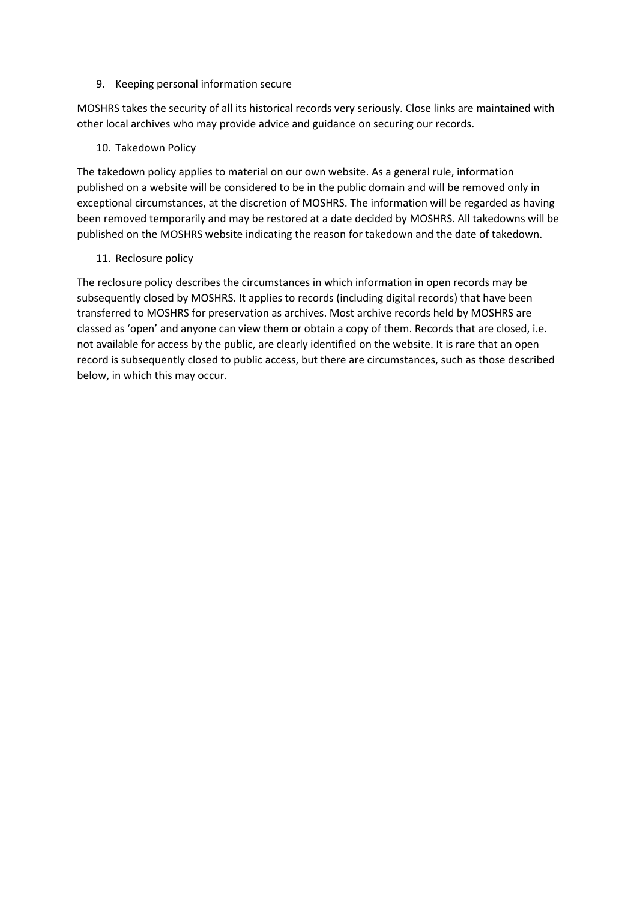9. Keeping personal information secure

MOSHRS takes the security of all its historical records very seriously. Close links are maintained with other local archives who may provide advice and guidance on securing our records.

10. Takedown Policy

The takedown policy applies to material on our own website. As a general rule, information published on a website will be considered to be in the public domain and will be removed only in exceptional circumstances, at the discretion of MOSHRS. The information will be regarded as having been removed temporarily and may be restored at a date decided by MOSHRS. All takedowns will be published on the MOSHRS website indicating the reason for takedown and the date of takedown.

11. Reclosure policy

The reclosure policy describes the circumstances in which information in open records may be subsequently closed by MOSHRS. It applies to records (including digital records) that have been transferred to MOSHRS for preservation as archives. Most archive records held by MOSHRS are classed as 'open' and anyone can view them or obtain a copy of them. Records that are closed, i.e. not available for access by the public, are clearly identified on the website. It is rare that an open record is subsequently closed to public access, but there are circumstances, such as those described below, in which this may occur.